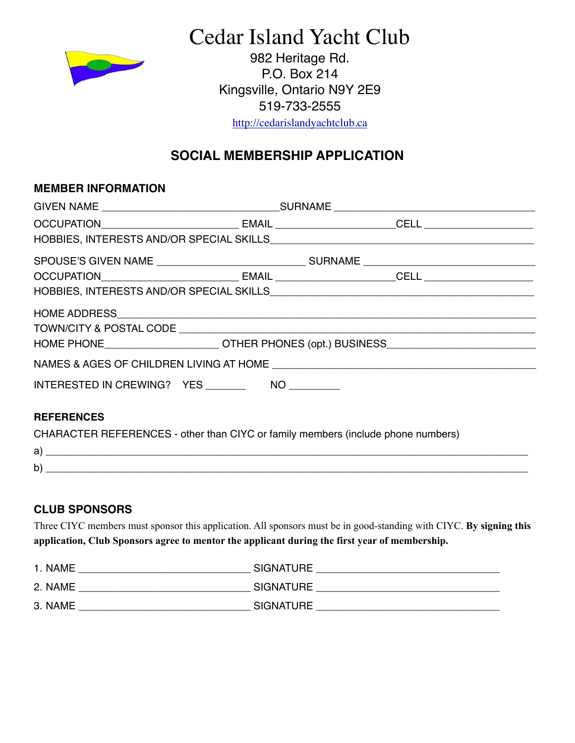# Cedar Island Yacht Club

982 Heritage Rd.
P.O. Box 214
Kingsville, Ontario N9Y 2E9
519-733-2555
http://cedarislandyachtclub.ca

## SOCIAL MEMBERSHIP APPLICATION

### MEMBER INFORMATION

GIVEN NAME ______________________________SURNAME __________________________________

OCCUPATION_______________________ EMAIL ___________________CELL __________________

HOBBIES, INTERESTS AND/OR SPECIAL SKILLS_________________________________________

SPOUSE'S GIVEN NAME _________________________ SURNAME ___________________________

OCCUPATION_______________________ EMAIL ___________________CELL __________________

HOBBIES, INTERESTS AND/OR SPECIAL SKILLS_________________________________________

HOME ADDRESS_____________________________________________________________________

TOWN/CITY & POSTAL CODE __________________________________________________________

HOME PHONE__________________ OTHER PHONES (opt.) BUSINESS________________________

NAMES & AGES OF CHILDREN LIVING AT HOME ___________________________________________

INTERESTED IN CREWING? YES _______ NO _________

### REFERENCES

CHARACTER REFERENCES - other than CIYC or family members (include phone numbers)

a) ______________________________________________________________________________

b) ______________________________________________________________________________

### CLUB SPONSORS

Three CIYC members must sponsor this application. All sponsors must be in good-standing with CIYC. **By signing this application, Club Sponsors agree to mentor the applicant during the first year of membership.**

1. NAME ______________________________ SIGNATURE ________________________________

2. NAME ______________________________ SIGNATURE ________________________________

3. NAME ______________________________ SIGNATURE ________________________________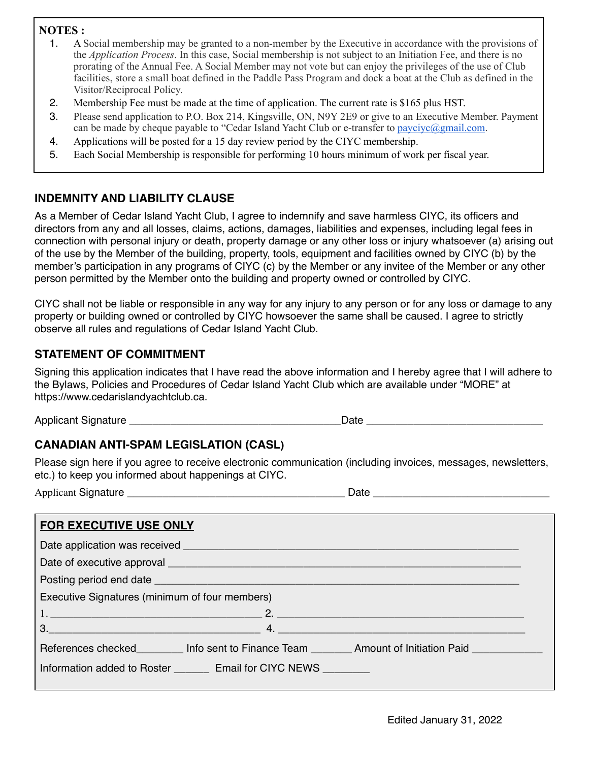**NOTES :**

1. A Social membership may be granted to a non-member by the Executive in accordance with the provisions of the *Application Process*. In this case, Social membership is not subject to an Initiation Fee, and there is no prorating of the Annual Fee. A Social Member may not vote but can enjoy the privileges of the use of Club facilities, store a small boat defined in the Paddle Pass Program and dock a boat at the Club as defined in the Visitor/Reciprocal Policy.
2. Membership Fee must be made at the time of application. The current rate is $165 plus HST.
3. Please send application to P.O. Box 214, Kingsville, ON, N9Y 2E9 or give to an Executive Member. Payment can be made by cheque payable to "Cedar Island Yacht Club or e-transfer to payciyc@gmail.com.
4. Applications will be posted for a 15 day review period by the CIYC membership.
5. Each Social Membership is responsible for performing 10 hours minimum of work per fiscal year.

## INDEMNITY AND LIABILITY CLAUSE

As a Member of Cedar Island Yacht Club, I agree to indemnify and save harmless CIYC, its officers and directors from any and all losses, claims, actions, damages, liabilities and expenses, including legal fees in connection with personal injury or death, property damage or any other loss or injury whatsoever (a) arising out of the use by the Member of the building, property, tools, equipment and facilities owned by CIYC (b) by the member's participation in any programs of CIYC (c) by the Member or any invitee of the Member or any other person permitted by the Member onto the building and property owned or controlled by CIYC.

CIYC shall not be liable or responsible in any way for any injury to any person or for any loss or damage to any property or building owned or controlled by CIYC howsoever the same shall be caused. I agree to strictly observe all rules and regulations of Cedar Island Yacht Club.

## STATEMENT OF COMMITMENT

Signing this application indicates that I have read the above information and I hereby agree that I will adhere to the Bylaws, Policies and Procedures of Cedar Island Yacht Club which are available under "MORE" at https://www.cedarislandyachtclub.ca.

Applicant Signature ___________________________________Date ____________________________

## CANADIAN ANTI-SPAM LEGISLATION (CASL)

Please sign here if you agree to receive electronic communication (including invoices, messages, newsletters, etc.) to keep you informed about happenings at CIYC.

Applicant Signature ___________________________________ Date ____________________________

## FOR EXECUTIVE USE ONLY

Date application was received ______________________________________________________

Date of executive approval ________________________________________________________

Posting period end date __________________________________________________________

Executive Signatures (minimum of four members)

1. ____________________________________ 2. ___________________________________________

3. ____________________________________ 4. ___________________________________________

References checked________ Info sent to Finance Team _______ Amount of Initiation Paid ____________

Information added to Roster ______ Email for CIYC NEWS ________

Edited January 31, 2022